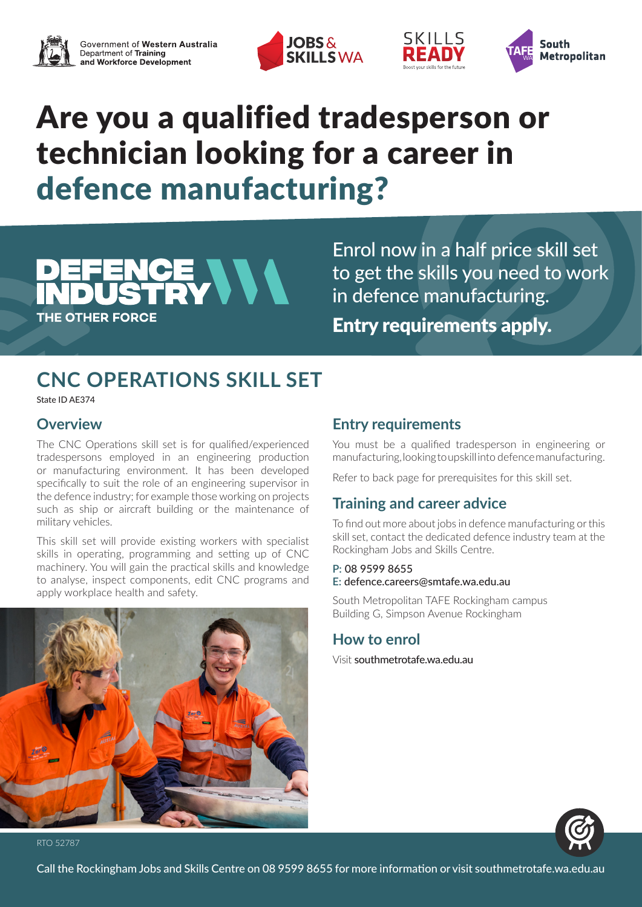Government of Western Australia
Department of Training and Workforce Development

JOBS & SKILLS WA

SKILLS READY
Boost your skills for the future

TAFE WA South Metropolitan

# Are you a qualified tradesperson or technician looking for a career in defence manufacturing?

DEFENCE INDUSTRY
THE OTHER FORCE

Enrol now in a half price skill set to get the skills you need to work in defence manufacturing.

**Entry requirements apply.**

## CNC OPERATIONS SKILL SET

State ID AE374

### Overview

The CNC Operations skill set is for qualified/experienced tradespersons employed in an engineering production or manufacturing environment. It has been developed specifically to suit the role of an engineering supervisor in the defence industry; for example those working on projects such as ship or aircraft building or the maintenance of military vehicles.

This skill set will provide existing workers with specialist skills in operating, programming and setting up of CNC machinery. You will gain the practical skills and knowledge to analyse, inspect components, edit CNC programs and apply workplace health and safety.

### Entry requirements

You must be a qualified tradesperson in engineering or manufacturing, looking to upskill into defence manufacturing.

Refer to back page for prerequisites for this skill set.

### Training and career advice

To find out more about jobs in defence manufacturing or this skill set, contact the dedicated defence industry team at the Rockingham Jobs and Skills Centre.

P: 08 9599 8655
E: defence.careers@smtafe.wa.edu.au

South Metropolitan TAFE Rockingham campus
Building G, Simpson Avenue Rockingham

### How to enrol

Visit southmetrotafe.wa.edu.au

RTO 52787

Call the Rockingham Jobs and Skills Centre on 08 9599 8655 for more information or visit southmetrotafe.wa.edu.au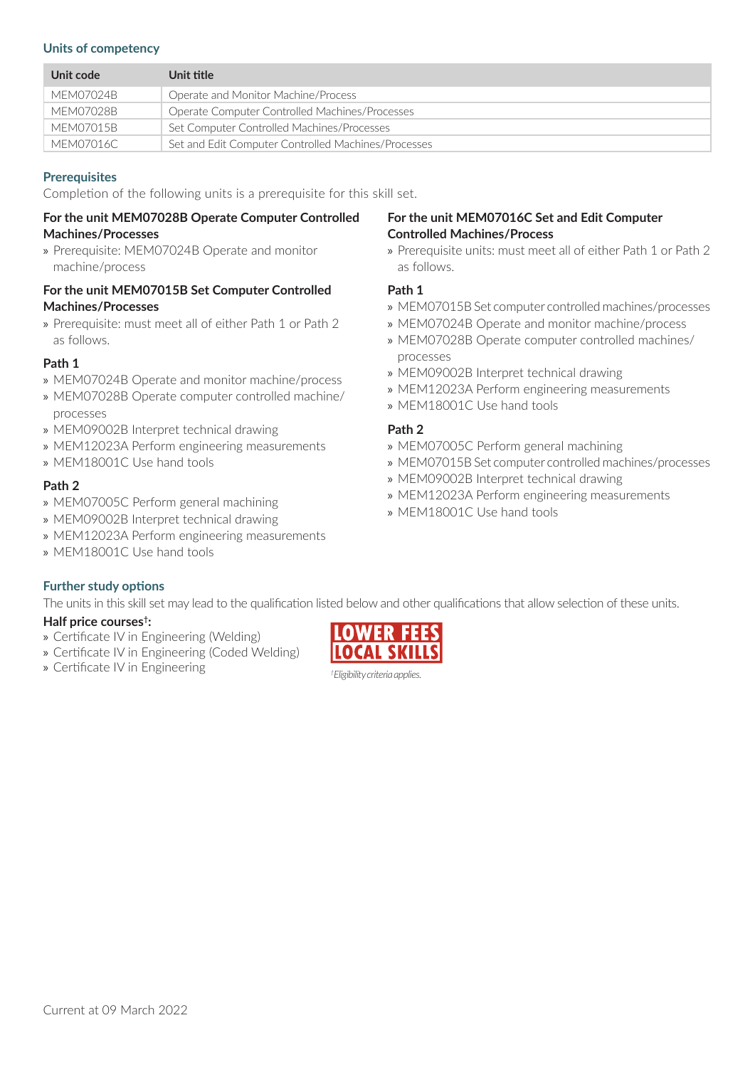## Units of competency

| Unit code | Unit title |
| --- | --- |
| MEM07024B | Operate and Monitor Machine/Process |
| MEM07028B | Operate Computer Controlled Machines/Processes |
| MEM07015B | Set Computer Controlled Machines/Processes |
| MEM07016C | Set and Edit Computer Controlled Machines/Processes |

## Prerequisites

Completion of the following units is a prerequisite for this skill set.

### For the unit MEM07028B Operate Computer Controlled Machines/Processes

- Prerequisite: MEM07024B Operate and monitor machine/process

### For the unit MEM07015B Set Computer Controlled Machines/Processes

- Prerequisite: must meet all of either Path 1 or Path 2 as follows.

#### Path 1

- MEM07024B Operate and monitor machine/process
- MEM07028B Operate computer controlled machine/ processes
- MEM09002B Interpret technical drawing
- MEM12023A Perform engineering measurements
- MEM18001C Use hand tools

#### Path 2

- MEM07005C Perform general machining
- MEM09002B Interpret technical drawing
- MEM12023A Perform engineering measurements
- MEM18001C Use hand tools

### For the unit MEM07016C Set and Edit Computer Controlled Machines/Process

- Prerequisite units: must meet all of either Path 1 or Path 2 as follows.

#### Path 1

- MEM07015B Set computer controlled machines/processes
- MEM07024B Operate and monitor machine/process
- MEM07028B Operate computer controlled machines/ processes
- MEM09002B Interpret technical drawing
- MEM12023A Perform engineering measurements
- MEM18001C Use hand tools

#### Path 2

- MEM07005C Perform general machining
- MEM07015B Set computer controlled machines/processes
- MEM09002B Interpret technical drawing
- MEM12023A Perform engineering measurements
- MEM18001C Use hand tools

## Further study options

The units in this skill set may lead to the qualification listed below and other qualifications that allow selection of these units.

**Half price courses†:**

- Certificate IV in Engineering (Welding)
- Certificate IV in Engineering (Coded Welding)
- Certificate IV in Engineering

LOWER FEES LOCAL SKILLS

*†Eligibility criteria applies.*

Current at 09 March 2022